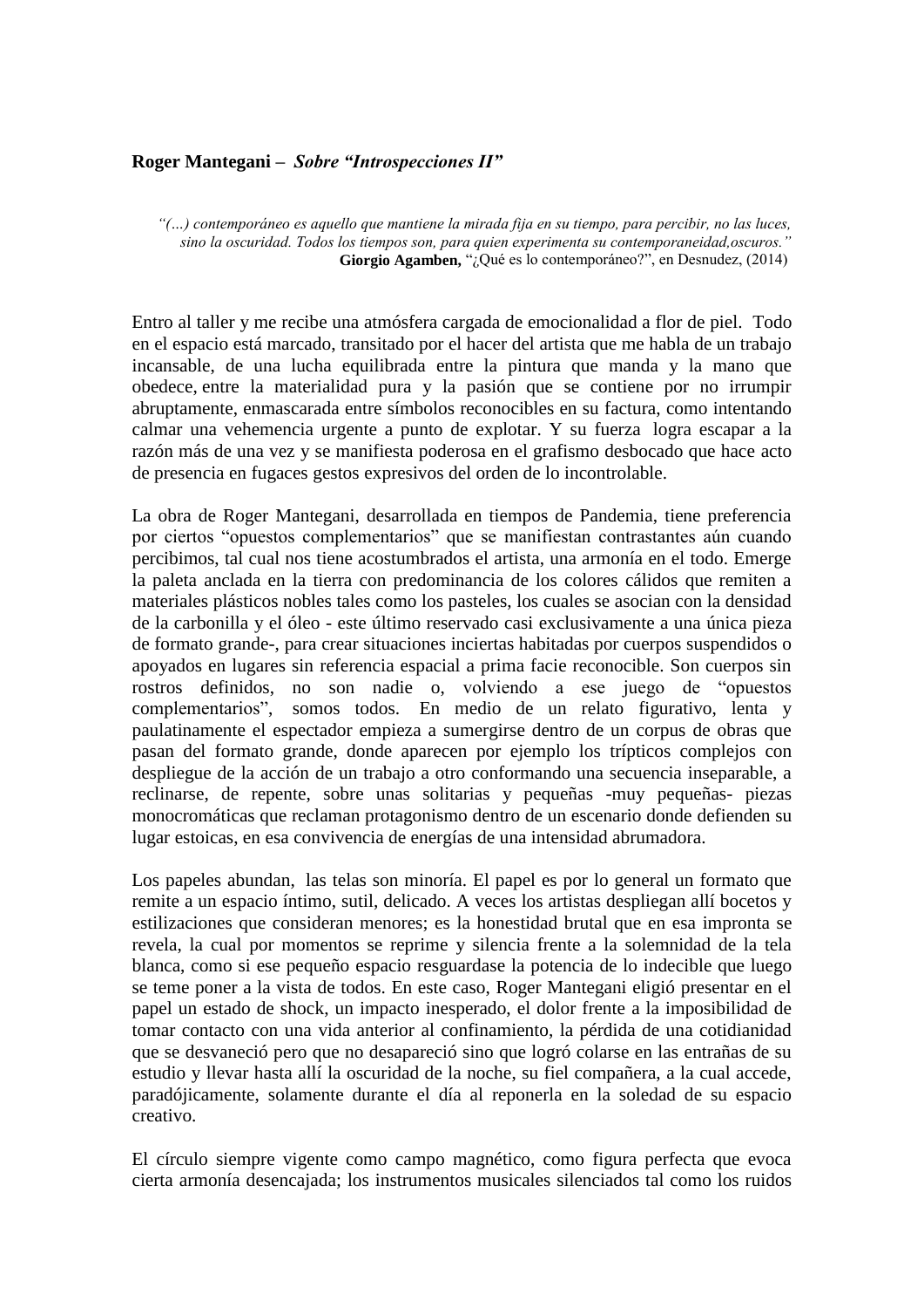**Roger Mantegani –** ***Sobre "Introspecciones II"***

> *"(…) contemporáneo es aquello que mantiene la mirada fija en su tiempo, para percibir, no las luces, sino la oscuridad. Todos los tiempos son, para quien experimenta su contemporaneidad,oscuros."*
> **Giorgio Agamben,** "¿Qué es lo contemporáneo?", en Desnudez, (2014)

Entro al taller y me recibe una atmósfera cargada de emocionalidad a flor de piel. Todo en el espacio está marcado, transitado por el hacer del artista que me habla de un trabajo incansable, de una lucha equilibrada entre la pintura que manda y la mano que obedece, entre la materialidad pura y la pasión que se contiene por no irrumpir abruptamente, enmascarada entre símbolos reconocibles en su factura, como intentando calmar una vehemencia urgente a punto de explotar. Y su fuerza logra escapar a la razón más de una vez y se manifiesta poderosa en el grafismo desbocado que hace acto de presencia en fugaces gestos expresivos del orden de lo incontrolable.

La obra de Roger Mantegani, desarrollada en tiempos de Pandemia, tiene preferencia por ciertos "opuestos complementarios" que se manifiestan contrastantes aún cuando percibimos, tal cual nos tiene acostumbrados el artista, una armonía en el todo. Emerge la paleta anclada en la tierra con predominancia de los colores cálidos que remiten a materiales plásticos nobles tales como los pasteles, los cuales se asocian con la densidad de la carbonilla y el óleo - este último reservado casi exclusivamente a una única pieza de formato grande-, para crear situaciones inciertas habitadas por cuerpos suspendidos o apoyados en lugares sin referencia espacial a prima facie reconocible. Son cuerpos sin rostros definidos, no son nadie o, volviendo a ese juego de "opuestos complementarios", somos todos. En medio de un relato figurativo, lenta y paulatinamente el espectador empieza a sumergirse dentro de un corpus de obras que pasan del formato grande, donde aparecen por ejemplo los trípticos complejos con despliegue de la acción de un trabajo a otro conformando una secuencia inseparable, a reclinarse, de repente, sobre unas solitarias y pequeñas -muy pequeñas- piezas monocromáticas que reclaman protagonismo dentro de un escenario donde defienden su lugar estoicas, en esa convivencia de energías de una intensidad abrumadora.

Los papeles abundan, las telas son minoría. El papel es por lo general un formato que remite a un espacio íntimo, sutil, delicado. A veces los artistas despliegan allí bocetos y estilizaciones que consideran menores; es la honestidad brutal que en esa impronta se revela, la cual por momentos se reprime y silencia frente a la solemnidad de la tela blanca, como si ese pequeño espacio resguardase la potencia de lo indecible que luego se teme poner a la vista de todos. En este caso, Roger Mantegani eligió presentar en el papel un estado de shock, un impacto inesperado, el dolor frente a la imposibilidad de tomar contacto con una vida anterior al confinamiento, la pérdida de una cotidianidad que se desvaneció pero que no desapareció sino que logró colarse en las entrañas de su estudio y llevar hasta allí la oscuridad de la noche, su fiel compañera, a la cual accede, paradójicamente, solamente durante el día al reponerla en la soledad de su espacio creativo.

El círculo siempre vigente como campo magnético, como figura perfecta que evoca cierta armonía desencajada; los instrumentos musicales silenciados tal como los ruidos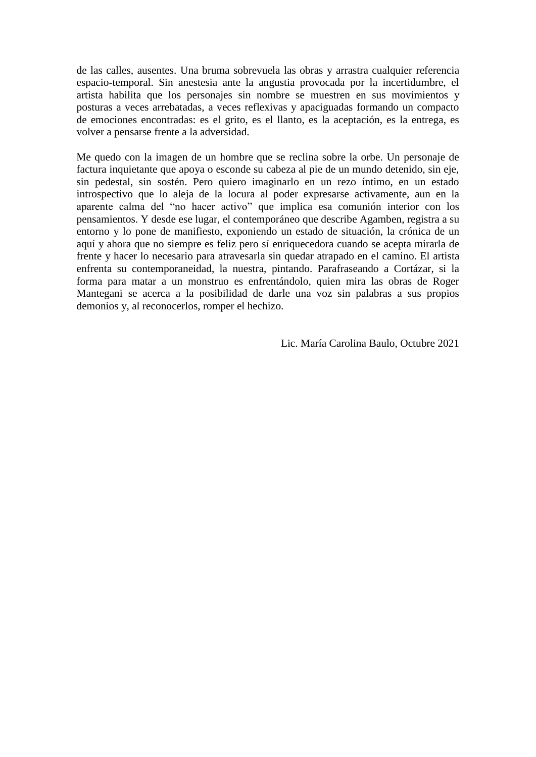de las calles, ausentes. Una bruma sobrevuela las obras y arrastra cualquier referencia espacio-temporal. Sin anestesia ante la angustia provocada por la incertidumbre, el artista habilita que los personajes sin nombre se muestren en sus movimientos y posturas a veces arrebatadas, a veces reflexivas y apaciguadas formando un compacto de emociones encontradas: es el grito, es el llanto, es la aceptación, es la entrega, es volver a pensarse frente a la adversidad.

Me quedo con la imagen de un hombre que se reclina sobre la orbe. Un personaje de factura inquietante que apoya o esconde su cabeza al pie de un mundo detenido, sin eje, sin pedestal, sin sostén. Pero quiero imaginarlo en un rezo íntimo, en un estado introspectivo que lo aleja de la locura al poder expresarse activamente, aun en la aparente calma del "no hacer activo" que implica esa comunión interior con los pensamientos. Y desde ese lugar, el contemporáneo que describe Agamben, registra a su entorno y lo pone de manifiesto, exponiendo un estado de situación, la crónica de un aquí y ahora que no siempre es feliz pero sí enriquecedora cuando se acepta mirarla de frente y hacer lo necesario para atravesarla sin quedar atrapado en el camino. El artista enfrenta su contemporaneidad, la nuestra, pintando. Parafraseando a Cortázar, si la forma para matar a un monstruo es enfrentándolo, quien mira las obras de Roger Mantegani se acerca a la posibilidad de darle una voz sin palabras a sus propios demonios y, al reconocerlos, romper el hechizo.

Lic. María Carolina Baulo, Octubre 2021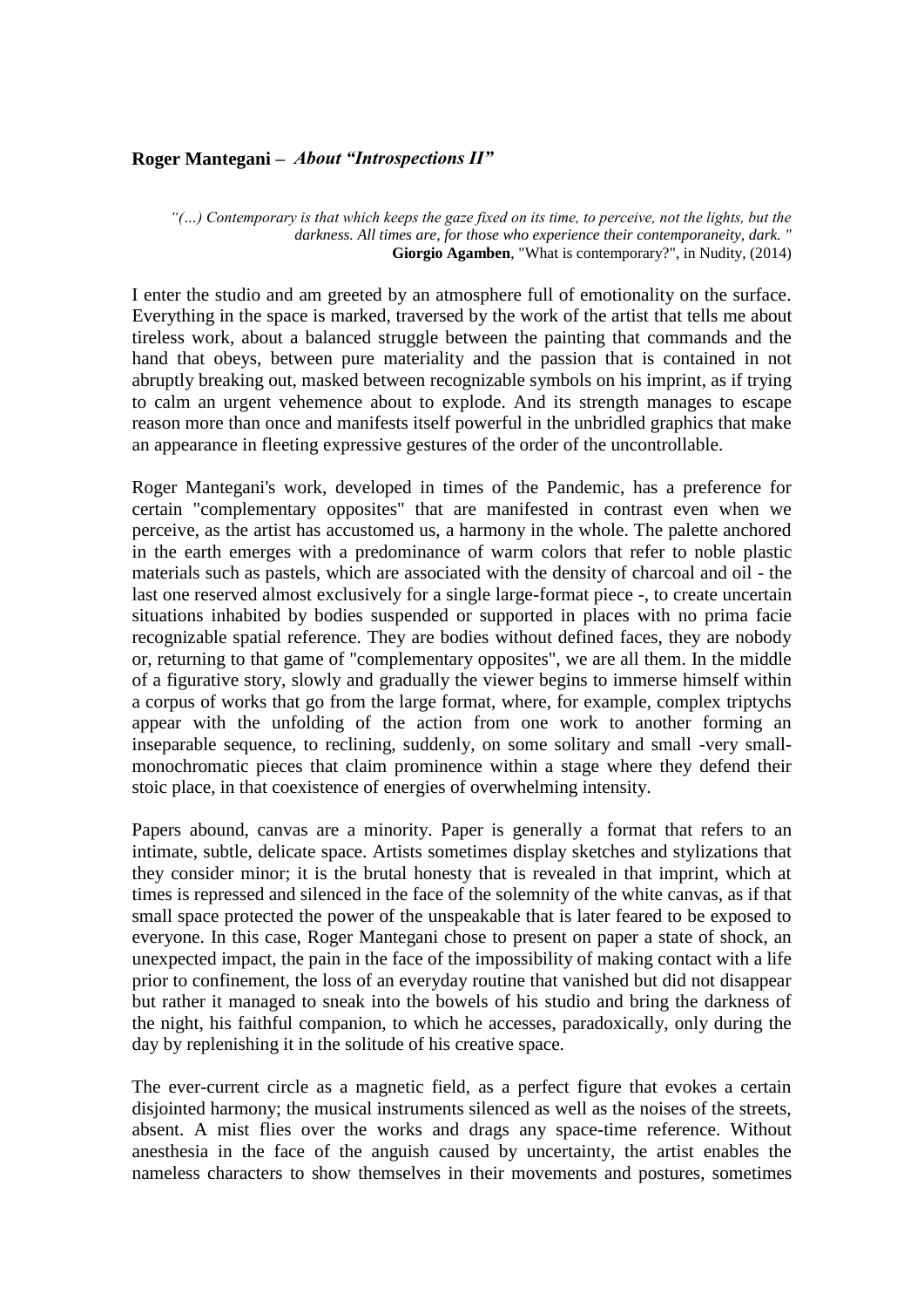**Roger Mantegani –** ***About "Introspections II"***

*"(…) Contemporary is that which keeps the gaze fixed on its time, to perceive, not the lights, but the darkness. All times are, for those who experience their contemporaneity, dark. "*
**Giorgio Agamben**, "What is contemporary?", in Nudity, (2014)

I enter the studio and am greeted by an atmosphere full of emotionality on the surface. Everything in the space is marked, traversed by the work of the artist that tells me about tireless work, about a balanced struggle between the painting that commands and the hand that obeys, between pure materiality and the passion that is contained in not abruptly breaking out, masked between recognizable symbols on his imprint, as if trying to calm an urgent vehemence about to explode. And its strength manages to escape reason more than once and manifests itself powerful in the unbridled graphics that make an appearance in fleeting expressive gestures of the order of the uncontrollable.

Roger Mantegani's work, developed in times of the Pandemic, has a preference for certain "complementary opposites" that are manifested in contrast even when we perceive, as the artist has accustomed us, a harmony in the whole. The palette anchored in the earth emerges with a predominance of warm colors that refer to noble plastic materials such as pastels, which are associated with the density of charcoal and oil - the last one reserved almost exclusively for a single large-format piece -, to create uncertain situations inhabited by bodies suspended or supported in places with no prima facie recognizable spatial reference. They are bodies without defined faces, they are nobody or, returning to that game of "complementary opposites", we are all them. In the middle of a figurative story, slowly and gradually the viewer begins to immerse himself within a corpus of works that go from the large format, where, for example, complex triptychs appear with the unfolding of the action from one work to another forming an inseparable sequence, to reclining, suddenly, on some solitary and small -very small- monochromatic pieces that claim prominence within a stage where they defend their stoic place, in that coexistence of energies of overwhelming intensity.

Papers abound, canvas are a minority. Paper is generally a format that refers to an intimate, subtle, delicate space. Artists sometimes display sketches and stylizations that they consider minor; it is the brutal honesty that is revealed in that imprint, which at times is repressed and silenced in the face of the solemnity of the white canvas, as if that small space protected the power of the unspeakable that is later feared to be exposed to everyone. In this case, Roger Mantegani chose to present on paper a state of shock, an unexpected impact, the pain in the face of the impossibility of making contact with a life prior to confinement, the loss of an everyday routine that vanished but did not disappear but rather it managed to sneak into the bowels of his studio and bring the darkness of the night, his faithful companion, to which he accesses, paradoxically, only during the day by replenishing it in the solitude of his creative space.

The ever-current circle as a magnetic field, as a perfect figure that evokes a certain disjointed harmony; the musical instruments silenced as well as the noises of the streets, absent. A mist flies over the works and drags any space-time reference. Without anesthesia in the face of the anguish caused by uncertainty, the artist enables the nameless characters to show themselves in their movements and postures, sometimes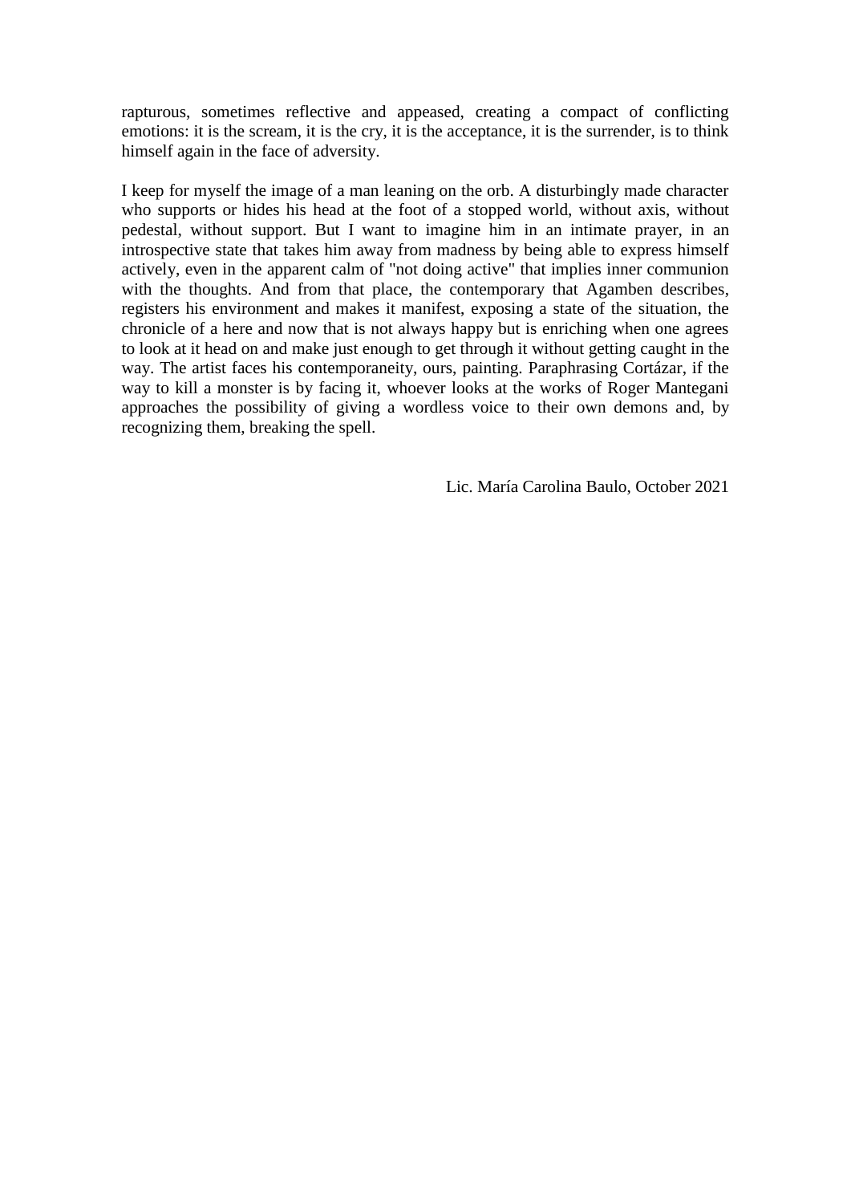rapturous, sometimes reflective and appeased, creating a compact of conflicting emotions: it is the scream, it is the cry, it is the acceptance, it is the surrender, is to think himself again in the face of adversity.

I keep for myself the image of a man leaning on the orb. A disturbingly made character who supports or hides his head at the foot of a stopped world, without axis, without pedestal, without support. But I want to imagine him in an intimate prayer, in an introspective state that takes him away from madness by being able to express himself actively, even in the apparent calm of "not doing active" that implies inner communion with the thoughts. And from that place, the contemporary that Agamben describes, registers his environment and makes it manifest, exposing a state of the situation, the chronicle of a here and now that is not always happy but is enriching when one agrees to look at it head on and make just enough to get through it without getting caught in the way. The artist faces his contemporaneity, ours, painting. Paraphrasing Cortázar, if the way to kill a monster is by facing it, whoever looks at the works of Roger Mantegani approaches the possibility of giving a wordless voice to their own demons and, by recognizing them, breaking the spell.

Lic. María Carolina Baulo, October 2021